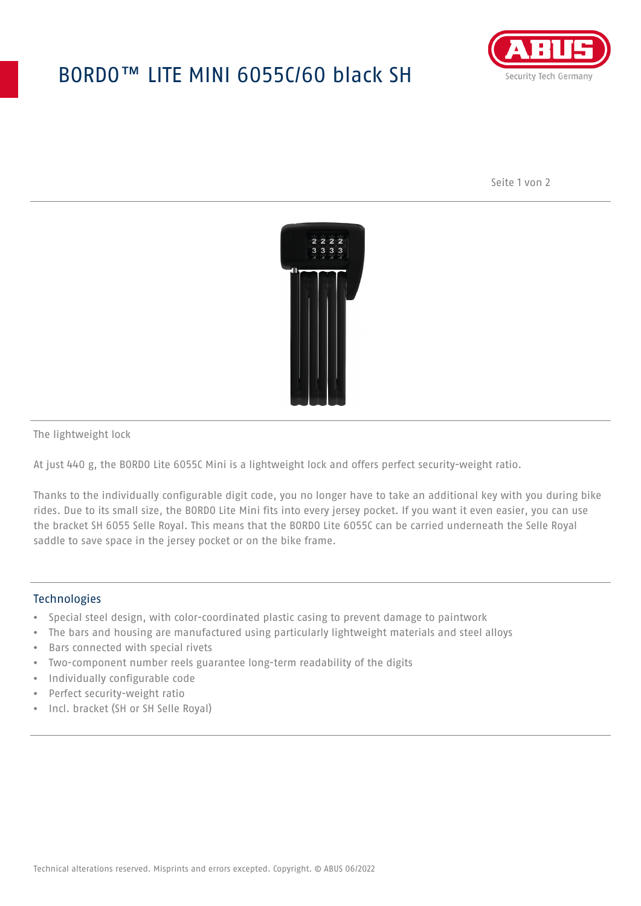# BORDO™ LITE MINI 6055C/60 black SH

The lightweight lock

At just 440 g, the BORDO Lite 6055C Mini is a lightweight lock and offers perfect security-weight ratio.

Thanks to the individually configurable digit code, you no longer have to take an additional key with you during bike rides. Due to its small size, the BORDO Lite Mini fits into every jersey pocket. If you want it even easier, you can use the bracket SH 6055 Selle Royal. This means that the BORDO Lite 6055C can be carried underneath the Selle Royal saddle to save space in the jersey pocket or on the bike frame.

## Technologies

- Special steel design, with color-coordinated plastic casing to prevent damage to paintwork
- The bars and housing are manufactured using particularly lightweight materials and steel alloys
- Bars connected with special rivets
- Two-component number reels guarantee long-term readability of the digits
- Individually configurable code
- Perfect security-weight ratio
- Incl. bracket (SH or SH Selle Royal)

Technical alterations reserved. Misprints and errors excepted. Copyright. © ABUS 06/2022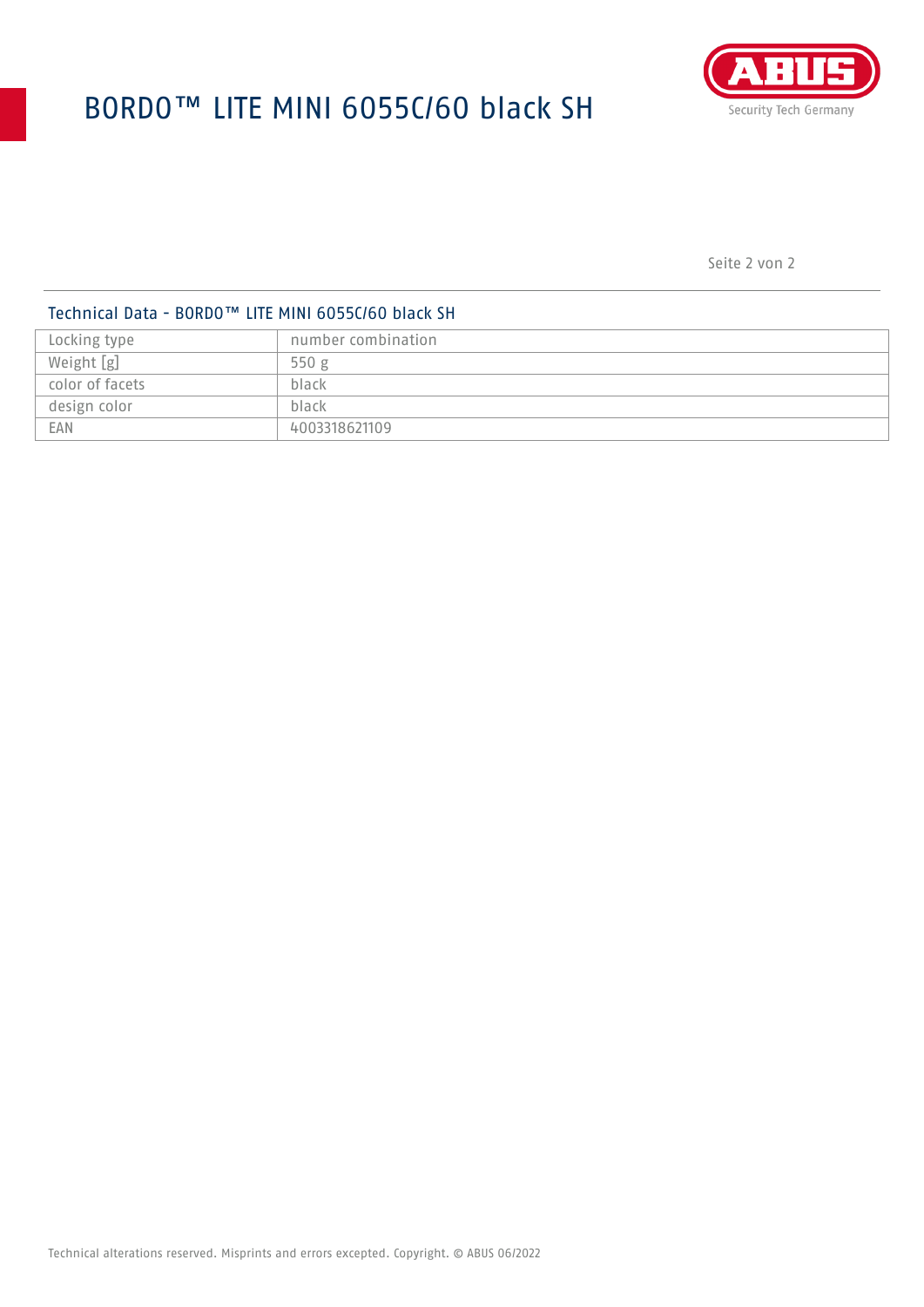# BORDO™ LITE MINI 6055C/60 black SH

## Technical Data - BORDO™ LITE MINI 6055C/60 black SH

| | |
|---|---|
| Locking type | number combination |
| Weight [g] | 550 g |
| color of facets | black |
| design color | black |
| EAN | 4003318621109 |

Technical alterations reserved. Misprints and errors excepted. Copyright. © ABUS 06/2022